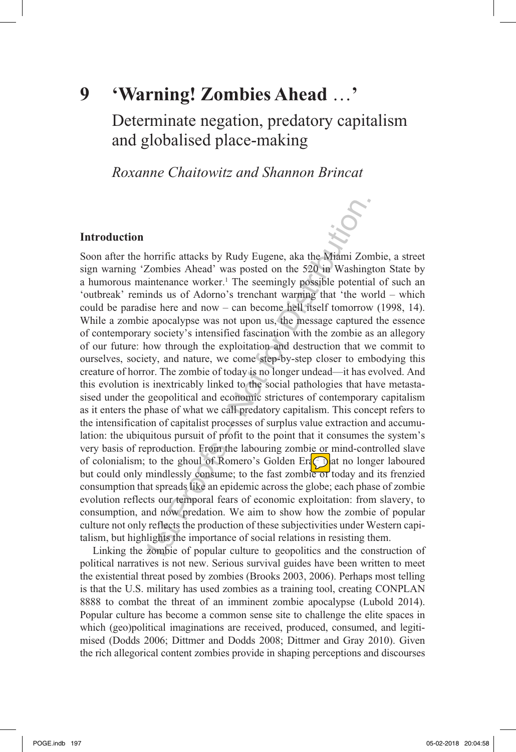# 9 'Warning! Zombies Ahead …'

## Determinate negation, predatory capitalism and globalised place-making

*Roxanne Chaitowitz and Shannon Brincat*

### Introduction

Soon after the horrific attacks by Rudy Eugene, aka the Miami Zombie, a street sign warning 'Zombies Ahead' was posted on the 520 in Washington State by a humorous maintenance worker.[1] The seemingly possible potential of such an 'outbreak' reminds us of Adorno's trenchant warning that 'the world – which could be paradise here and now – can become hell itself tomorrow (1998, 14). While a zombie apocalypse was not upon us, the message captured the essence of contemporary society's intensified fascination with the zombie as an allegory of our future: how through the exploitation and destruction that we commit to ourselves, society, and nature, we come step-by-step closer to embodying this creature of horror. The zombie of today is no longer undead—it has evolved. And this evolution is inextricably linked to the social pathologies that have metastasised under the geopolitical and economic strictures of contemporary capitalism as it enters the phase of what we call predatory capitalism. This concept refers to the intensification of capitalist processes of surplus value extraction and accumulation: the ubiquitous pursuit of profit to the point that it consumes the system's very basis of reproduction. From the labouring zombie or mind-controlled slave of colonialism; to the ghoul of Romero's Golden Era that no longer laboured but could only mindlessly consume; to the fast zombie of today and its frenzied consumption that spreads like an epidemic across the globe; each phase of zombie evolution reflects our temporal fears of economic exploitation: from slavery, to consumption, and now predation. We aim to show how the zombie of popular culture not only reflects the production of these subjectivities under Western capitalism, but highlights the importance of social relations in resisting them.

Linking the zombie of popular culture to geopolitics and the construction of political narratives is not new. Serious survival guides have been written to meet the existential threat posed by zombies (Brooks 2003, 2006). Perhaps most telling is that the U.S. military has used zombies as a training tool, creating CONPLAN 8888 to combat the threat of an imminent zombie apocalypse (Lubold 2014). Popular culture has become a common sense site to challenge the elite spaces in which (geo)political imaginations are received, produced, consumed, and legitimised (Dodds 2006; Dittmer and Dodds 2008; Dittmer and Gray 2010). Given the rich allegorical content zombies provide in shaping perceptions and discourses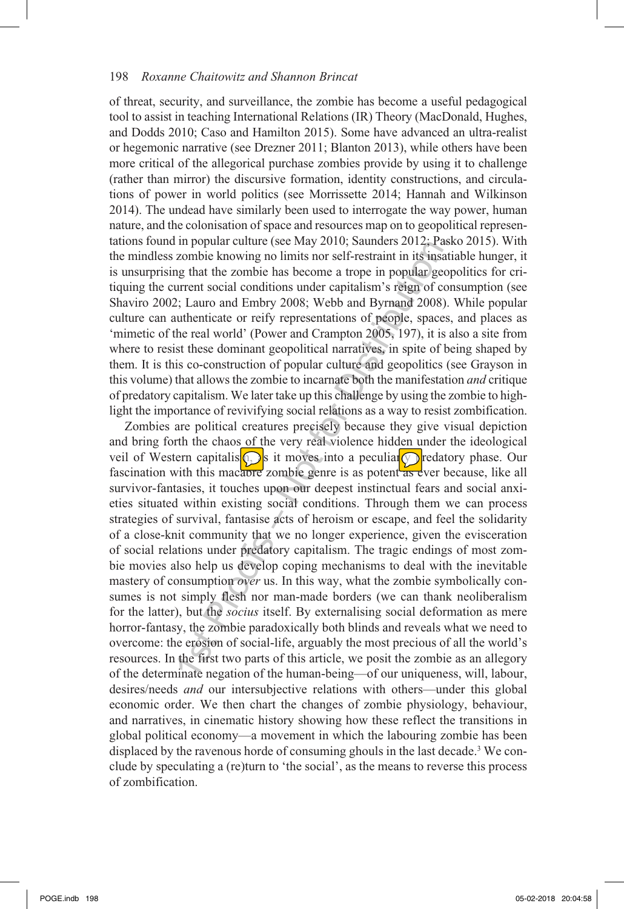of threat, security, and surveillance, the zombie has become a useful pedagogical tool to assist in teaching International Relations (IR) Theory (MacDonald, Hughes, and Dodds 2010; Caso and Hamilton 2015). Some have advanced an ultra-realist or hegemonic narrative (see Drezner 2011; Blanton 2013), while others have been more critical of the allegorical purchase zombies provide by using it to challenge (rather than mirror) the discursive formation, identity constructions, and circulations of power in world politics (see Morrissette 2014; Hannah and Wilkinson 2014). The undead have similarly been used to interrogate the way power, human nature, and the colonisation of space and resources map on to geopolitical representations found in popular culture (see May 2010; Saunders 2012; Pasko 2015). With the mindless zombie knowing no limits nor self-restraint in its insatiable hunger, it is unsurprising that the zombie has become a trope in popular geopolitics for critiquing the current social conditions under capitalism's reign of consumption (see Shaviro 2002; Lauro and Embry 2008; Webb and Byrnand 2008). While popular culture can authenticate or reify representations of people, spaces, and places as 'mimetic of the real world' (Power and Crampton 2005, 197), it is also a site from where to resist these dominant geopolitical narratives, in spite of being shaped by them. It is this co-construction of popular culture and geopolitics (see Grayson in this volume) that allows the zombie to incarnate both the manifestation *and* critique of predatory capitalism. We later take up this challenge by using the zombie to highlight the importance of revivifying social relations as a way to resist zombification.

Zombies are political creatures precisely because they give visual depiction and bring forth the chaos of the very real violence hidden under the ideological veil of Western capitalism as it moves into a peculiarly predatory phase. Our fascination with this macabre zombie genre is as potent as ever because, like all survivor-fantasies, it touches upon our deepest instinctual fears and social anxieties situated within existing social conditions. Through them we can process strategies of survival, fantasise acts of heroism or escape, and feel the solidarity of a close-knit community that we no longer experience, given the evisceration of social relations under predatory capitalism. The tragic endings of most zombie movies also help us develop coping mechanisms to deal with the inevitable mastery of consumption *over* us. In this way, what the zombie symbolically consumes is not simply flesh nor man-made borders (we can thank neoliberalism for the latter), but the *socius* itself. By externalising social deformation as mere horror-fantasy, the zombie paradoxically both blinds and reveals what we need to overcome: the erosion of social-life, arguably the most precious of all the world's resources. In the first two parts of this article, we posit the zombie as an allegory of the determinate negation of the human-being—of our uniqueness, will, labour, desires/needs *and* our intersubjective relations with others—under this global economic order. We then chart the changes of zombie physiology, behaviour, and narratives, in cinematic history showing how these reflect the transitions in global political economy—a movement in which the labouring zombie has been displaced by the ravenous horde of consuming ghouls in the last decade.[3] We conclude by speculating a (re)turn to 'the social', as the means to reverse this process of zombification.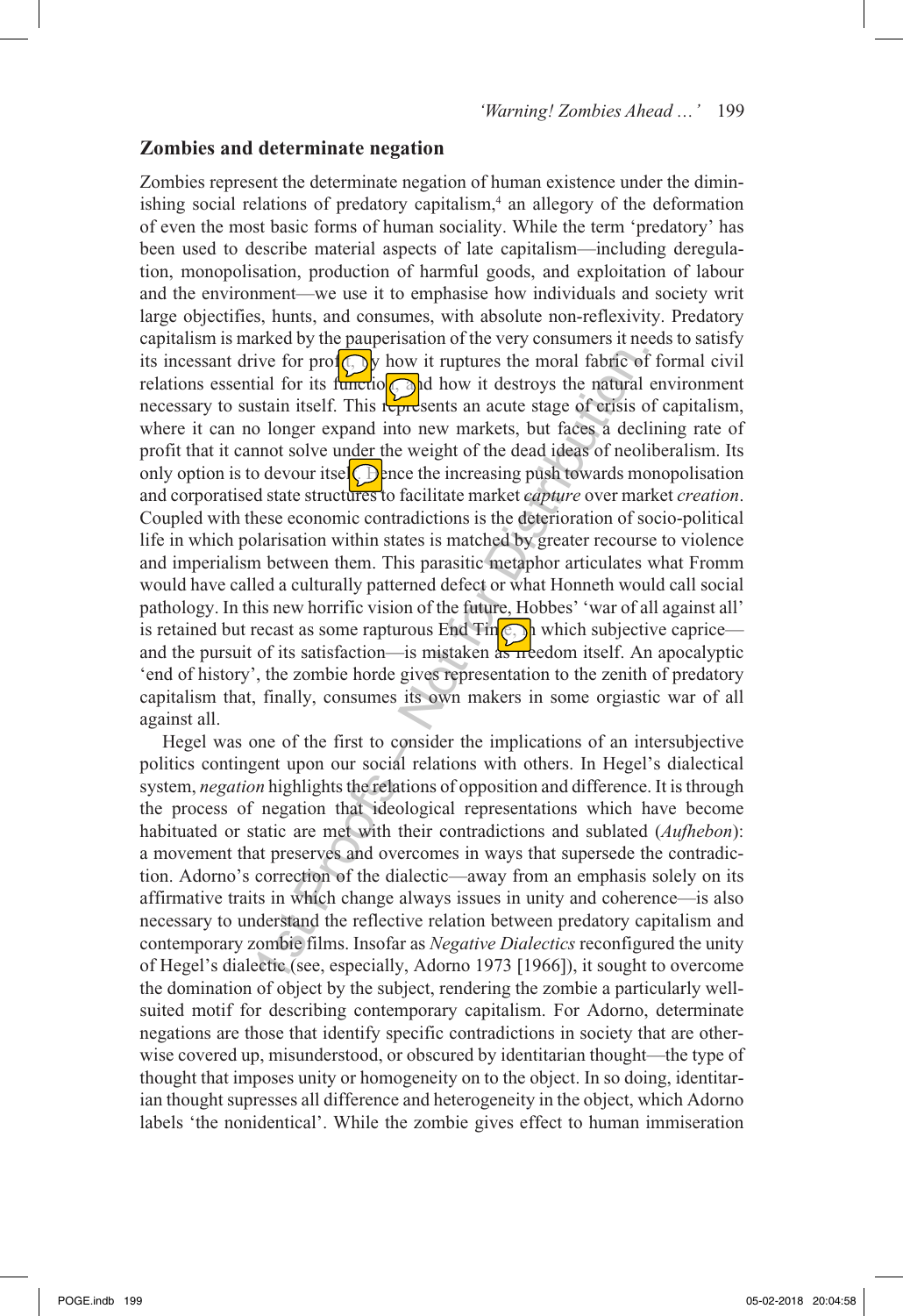## Zombies and determinate negation

Zombies represent the determinate negation of human existence under the diminishing social relations of predatory capitalism,[4] an allegory of the deformation of even the most basic forms of human sociality. While the term 'predatory' has been used to describe material aspects of late capitalism—including deregulation, monopolisation, production of harmful goods, and exploitation of labour and the environment—we use it to emphasise how individuals and society writ large objectifies, hunts, and consumes, with absolute non-reflexivity. Predatory capitalism is marked by the pauperisation of the very consumers it needs to satisfy its incessant drive for profit, by how it ruptures the moral fabric of formal civil relations essential for its function, and how it destroys the natural environment necessary to sustain itself. This represents an acute stage of crisis of capitalism, where it can no longer expand into new markets, but faces a declining rate of profit that it cannot solve under the weight of the dead ideas of neoliberalism. Its only option is to devour itself. Hence the increasing push towards monopolisation and corporatised state structures to facilitate market *capture* over market *creation*. Coupled with these economic contradictions is the deterioration of socio-political life in which polarisation within states is matched by greater recourse to violence and imperialism between them. This parasitic metaphor articulates what Fromm would have called a culturally patterned defect or what Honneth would call social pathology. In this new horrific vision of the future, Hobbes' 'war of all against all' is retained but recast as some rapturous End Time, in which subjective caprice—and the pursuit of its satisfaction—is mistaken as freedom itself. An apocalyptic 'end of history', the zombie horde gives representation to the zenith of predatory capitalism that, finally, consumes its own makers in some orgiastic war of all against all.

Hegel was one of the first to consider the implications of an intersubjective politics contingent upon our social relations with others. In Hegel's dialectical system, *negation* highlights the relations of opposition and difference. It is through the process of negation that ideological representations which have become habituated or static are met with their contradictions and sublated (*Aufhebon*): a movement that preserves and overcomes in ways that supersede the contradiction. Adorno's correction of the dialectic—away from an emphasis solely on its affirmative traits in which change always issues in unity and coherence—is also necessary to understand the reflective relation between predatory capitalism and contemporary zombie films. Insofar as *Negative Dialectics* reconfigured the unity of Hegel's dialectic (see, especially, Adorno 1973 [1966]), it sought to overcome the domination of object by the subject, rendering the zombie a particularly well-suited motif for describing contemporary capitalism. For Adorno, determinate negations are those that identify specific contradictions in society that are otherwise covered up, misunderstood, or obscured by identitarian thought—the type of thought that imposes unity or homogeneity on to the object. In so doing, identitarian thought supresses all difference and heterogeneity in the object, which Adorno labels 'the nonidentical'. While the zombie gives effect to human immiseration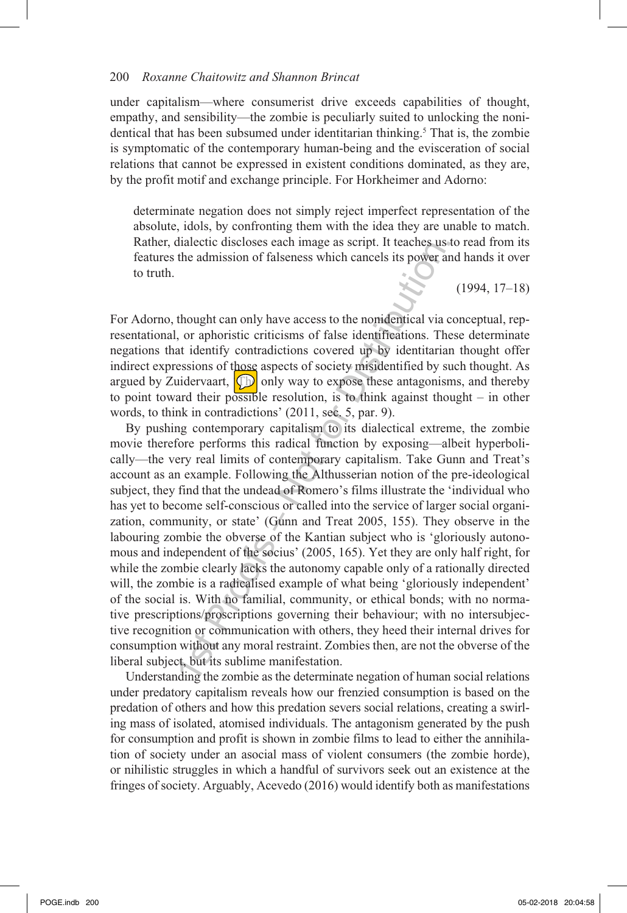under capitalism—where consumerist drive exceeds capabilities of thought, empathy, and sensibility—the zombie is peculiarly suited to unlocking the nonidentical that has been subsumed under identitarian thinking.[5] That is, the zombie is symptomatic of the contemporary human-being and the evisceration of social relations that cannot be expressed in existent conditions dominated, as they are, by the profit motif and exchange principle. For Horkheimer and Adorno:

> determinate negation does not simply reject imperfect representation of the absolute, idols, by confronting them with the idea they are unable to match. Rather, dialectic discloses each image as script. It teaches us to read from its features the admission of falseness which cancels its power and hands it over to truth.
>
> (1994, 17–18)

For Adorno, thought can only have access to the nonidentical via conceptual, representational, or aphoristic criticisms of false identifications. These determinate negations that identify contradictions covered up by identitarian thought offer indirect expressions of those aspects of society misidentified by such thought. As argued by Zuidervaart, 'The only way to expose these antagonisms, and thereby to point toward their possible resolution, is to think against thought – in other words, to think in contradictions' (2011, sec. 5, par. 9).

By pushing contemporary capitalism to its dialectical extreme, the zombie movie therefore performs this radical function by exposing—albeit hyperbolically—the very real limits of contemporary capitalism. Take Gunn and Treat's account as an example. Following the Althusserian notion of the pre-ideological subject, they find that the undead of Romero's films illustrate the 'individual who has yet to become self-conscious or called into the service of larger social organization, community, or state' (Gunn and Treat 2005, 155). They observe in the labouring zombie the obverse of the Kantian subject who is 'gloriously autonomous and independent of the socius' (2005, 165). Yet they are only half right, for while the zombie clearly lacks the autonomy capable only of a rationally directed will, the zombie is a radicalised example of what being 'gloriously independent' of the social is. With no familial, community, or ethical bonds; with no normative prescriptions/proscriptions governing their behaviour; with no intersubjective recognition or communication with others, they heed their internal drives for consumption without any moral restraint. Zombies then, are not the obverse of the liberal subject, but its sublime manifestation.

Understanding the zombie as the determinate negation of human social relations under predatory capitalism reveals how our frenzied consumption is based on the predation of others and how this predation severs social relations, creating a swirling mass of isolated, atomised individuals. The antagonism generated by the push for consumption and profit is shown in zombie films to lead to either the annihilation of society under an asocial mass of violent consumers (the zombie horde), or nihilistic struggles in which a handful of survivors seek out an existence at the fringes of society. Arguably, Acevedo (2016) would identify both as manifestations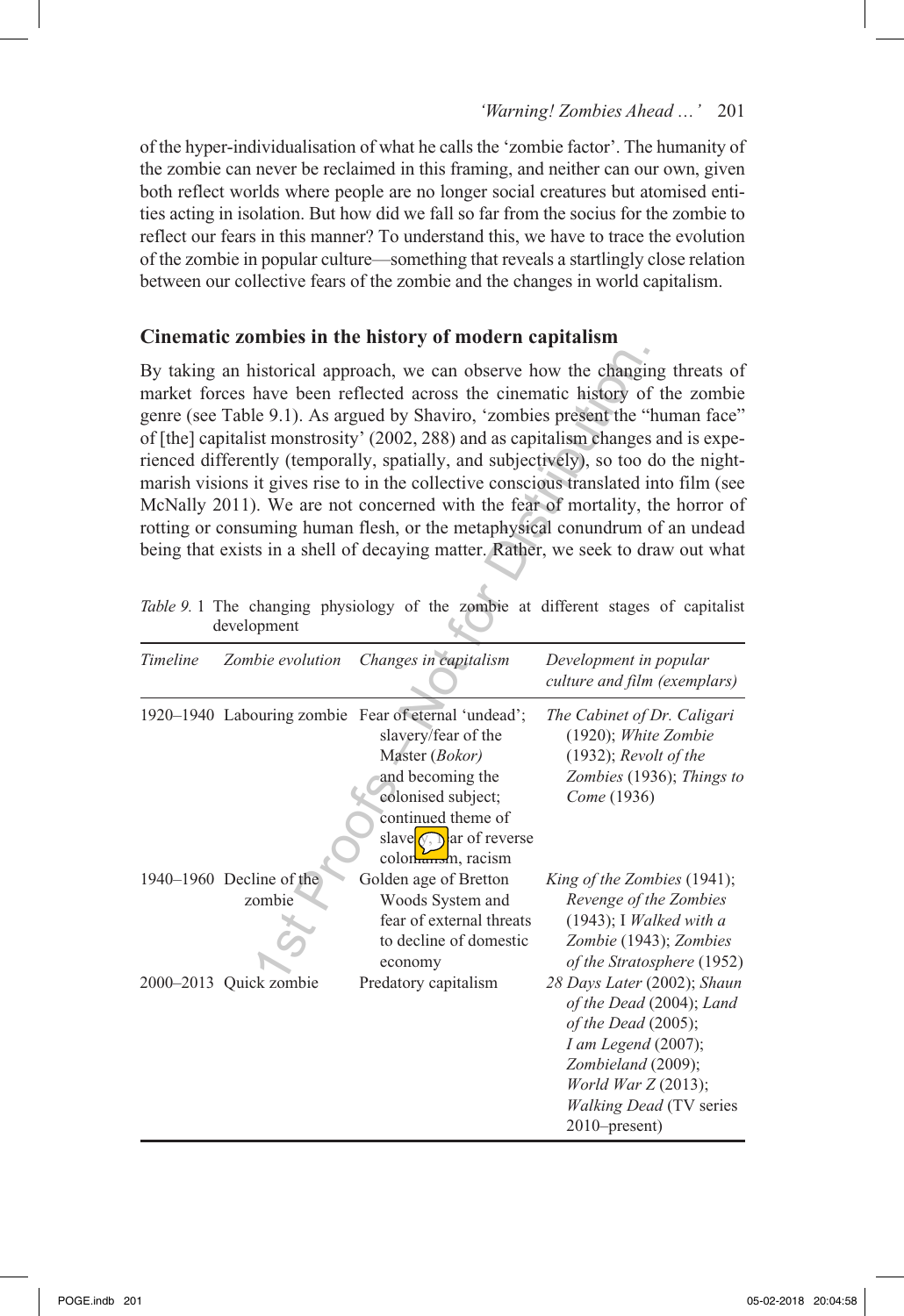of the hyper-individualisation of what he calls the 'zombie factor'. The humanity of the zombie can never be reclaimed in this framing, and neither can our own, given both reflect worlds where people are no longer social creatures but atomised entities acting in isolation. But how did we fall so far from the socius for the zombie to reflect our fears in this manner? To understand this, we have to trace the evolution of the zombie in popular culture—something that reveals a startlingly close relation between our collective fears of the zombie and the changes in world capitalism.

## Cinematic zombies in the history of modern capitalism

By taking an historical approach, we can observe how the changing threats of market forces have been reflected across the cinematic history of the zombie genre (see Table 9.1). As argued by Shaviro, 'zombies present the "human face" of [the] capitalist monstrosity' (2002, 288) and as capitalism changes and is experienced differently (temporally, spatially, and subjectively), so too do the nightmarish visions it gives rise to in the collective conscious translated into film (see McNally 2011). We are not concerned with the fear of mortality, the horror of rotting or consuming human flesh, or the metaphysical conundrum of an undead being that exists in a shell of decaying matter. Rather, we seek to draw out what

*Table 9.1* The changing physiology of the zombie at different stages of capitalist development

| *Timeline* | *Zombie evolution* | *Changes in capitalism* | *Development in popular culture and film (exemplars)* |
|---|---|---|---|
| 1920–1940 | Labouring zombie | Fear of eternal 'undead'; slavery/fear of the Master (*Bokor)* and becoming the colonised subject; continued theme of slavery, fear of reverse colonialism, racism | *The Cabinet of Dr. Caligari* (1920); *White Zombie* (1932); *Revolt of the Zombies* (1936); *Things to Come* (1936) |
| 1940–1960 | Decline of the zombie | Golden age of Bretton Woods System and fear of external threats to decline of domestic economy | *King of the Zombies* (1941); *Revenge of the Zombies* (1943); I *Walked with a Zombie* (1943); *Zombies of the Stratosphere* (1952) |
| 2000–2013 | Quick zombie | Predatory capitalism | *28 Days Later* (2002); *Shaun of the Dead* (2004); *Land of the Dead* (2005); *I am Legend* (2007); *Zombieland* (2009); *World War Z* (2013); *Walking Dead* (TV series 2010–present) |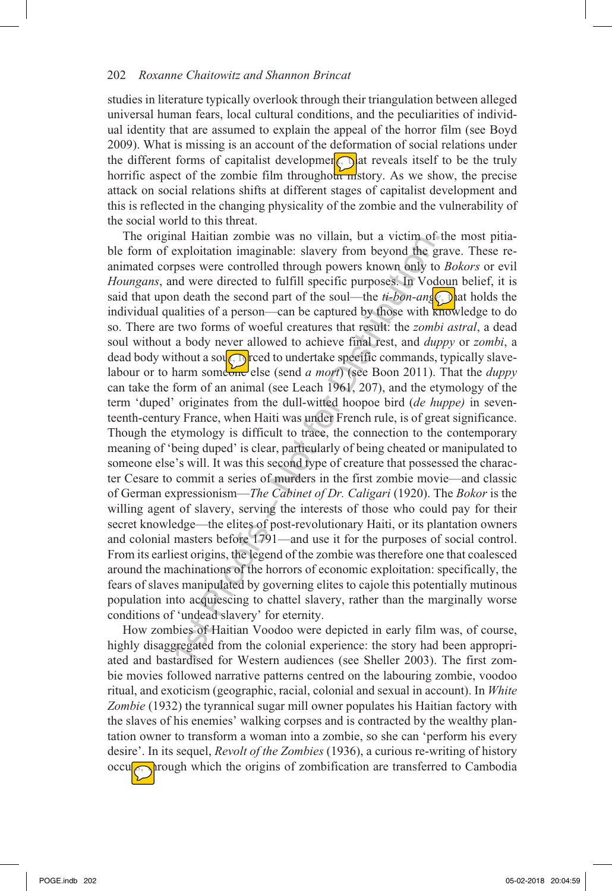studies in literature typically overlook through their triangulation between alleged universal human fears, local cultural conditions, and the peculiarities of individual identity that are assumed to explain the appeal of the horror film (see Boyd 2009). What is missing is an account of the deformation of social relations under the different forms of capitalist development that reveals itself to be the truly horrific aspect of the zombie film throughout history. As we show, the precise attack on social relations shifts at different stages of capitalist development and this is reflected in the changing physicality of the zombie and the vulnerability of the social world to this threat.

The original Haitian zombie was no villain, but a victim of the most pitiable form of exploitation imaginable: slavery from beyond the grave. These reanimated corpses were controlled through powers known only to *Bokors* or evil *Houngans*, and were directed to fulfill specific purposes. In Vodoun belief, it is said that upon death the second part of the soul—the *ti-bon-ange* that holds the individual qualities of a person—can be captured by those with knowledge to do so. There are two forms of woeful creatures that result: the *zombi astral*, a dead soul without a body never allowed to achieve final rest, and *duppy* or *zombi*, a dead body without a soul forced to undertake specific commands, typically slave-labour or to harm someone else (send *a mort*) (see Boon 2011). That the *duppy* can take the form of an animal (see Leach 1961, 207), and the etymology of the term 'duped' originates from the dull-witted hoopoe bird (*de huppe)* in seventeenth-century France, when Haiti was under French rule, is of great significance. Though the etymology is difficult to trace, the connection to the contemporary meaning of 'being duped' is clear, particularly of being cheated or manipulated to someone else's will. It was this second type of creature that possessed the character Cesare to commit a series of murders in the first zombie movie—and classic of German expressionism—*The Cabinet of Dr. Caligari* (1920). The *Bokor* is the willing agent of slavery, serving the interests of those who could pay for their secret knowledge—the elites of post-revolutionary Haiti, or its plantation owners and colonial masters before 1791—and use it for the purposes of social control. From its earliest origins, the legend of the zombie was therefore one that coalesced around the machinations of the horrors of economic exploitation: specifically, the fears of slaves manipulated by governing elites to cajole this potentially mutinous population into acquiescing to chattel slavery, rather than the marginally worse conditions of 'undead slavery' for eternity.

How zombies of Haitian Voodoo were depicted in early film was, of course, highly disaggregated from the colonial experience: the story had been appropriated and bastardised for Western audiences (see Sheller 2003). The first zombie movies followed narrative patterns centred on the labouring zombie, voodoo ritual, and exoticism (geographic, racial, colonial and sexual in account). In *White Zombie* (1932) the tyrannical sugar mill owner populates his Haitian factory with the slaves of his enemies' walking corpses and is contracted by the wealthy plantation owner to transform a woman into a zombie, so she can 'perform his every desire'. In its sequel, *Revolt of the Zombies* (1936), a curious re-writing of history occurs through which the origins of zombification are transferred to Cambodia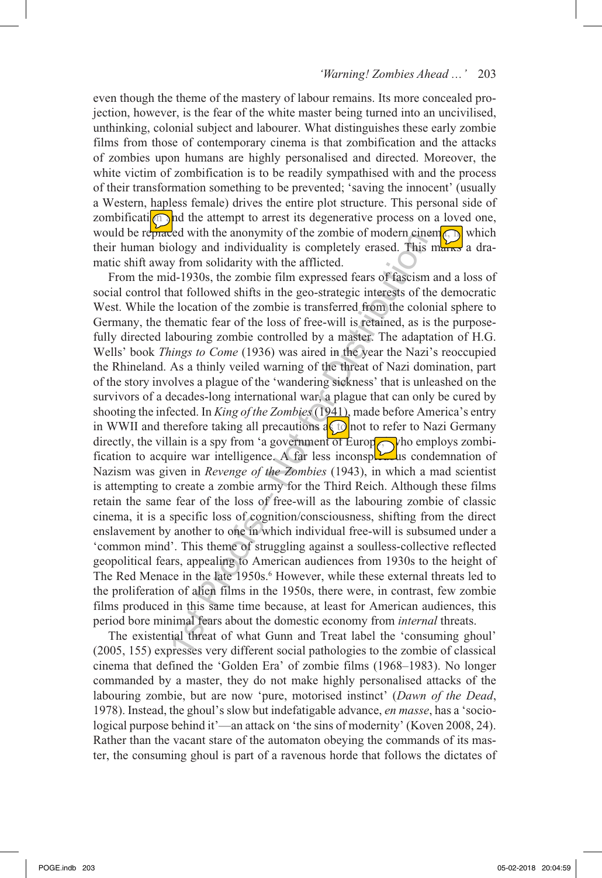even though the theme of the mastery of labour remains. Its more concealed projection, however, is the fear of the white master being turned into an uncivilised, unthinking, colonial subject and labourer. What distinguishes these early zombie films from those of contemporary cinema is that zombification and the attacks of zombies upon humans are highly personalised and directed. Moreover, the white victim of zombification is to be readily sympathised with and the process of their transformation something to be prevented; 'saving the innocent' (usually a Western, hapless female) drives the entire plot structure. This personal side of zombification and the attempt to arrest its degenerative process on a loved one, would be replaced with the anonymity of the zombie of modern cinema, in which their human biology and individuality is completely erased. This marks a dramatic shift away from solidarity with the afflicted.

From the mid-1930s, the zombie film expressed fears of fascism and a loss of social control that followed shifts in the geo-strategic interests of the democratic West. While the location of the zombie is transferred from the colonial sphere to Germany, the thematic fear of the loss of free-will is retained, as is the purposefully directed labouring zombie controlled by a master. The adaptation of H.G. Wells' book *Things to Come* (1936) was aired in the year the Nazi's reoccupied the Rhineland. As a thinly veiled warning of the threat of Nazi domination, part of the story involves a plague of the 'wandering sickness' that is unleashed on the survivors of a decades-long international war, a plague that can only be cured by shooting the infected. In *King of the Zombies* (1941), made before America's entry in WWII and therefore taking all precautions as to not to refer to Nazi Germany directly, the villain is a spy from 'a government of Europe' who employs zombification to acquire war intelligence. A far less inconspicuous condemnation of Nazism was given in *Revenge of the Zombies* (1943), in which a mad scientist is attempting to create a zombie army for the Third Reich. Although these films retain the same fear of the loss of free-will as the labouring zombie of classic cinema, it is a specific loss of cognition/consciousness, shifting from the direct enslavement by another to one in which individual free-will is subsumed under a 'common mind'. This theme of struggling against a soulless-collective reflected geopolitical fears, appealing to American audiences from 1930s to the height of The Red Menace in the late 1950s.[6] However, while these external threats led to the proliferation of alien films in the 1950s, there were, in contrast, few zombie films produced in this same time because, at least for American audiences, this period bore minimal fears about the domestic economy from *internal* threats.

The existential threat of what Gunn and Treat label the 'consuming ghoul' (2005, 155) expresses very different social pathologies to the zombie of classical cinema that defined the 'Golden Era' of zombie films (1968–1983). No longer commanded by a master, they do not make highly personalised attacks of the labouring zombie, but are now 'pure, motorised instinct' (*Dawn of the Dead*, 1978). Instead, the ghoul's slow but indefatigable advance, *en masse*, has a 'sociological purpose behind it'—an attack on 'the sins of modernity' (Koven 2008, 24). Rather than the vacant stare of the automaton obeying the commands of its master, the consuming ghoul is part of a ravenous horde that follows the dictates of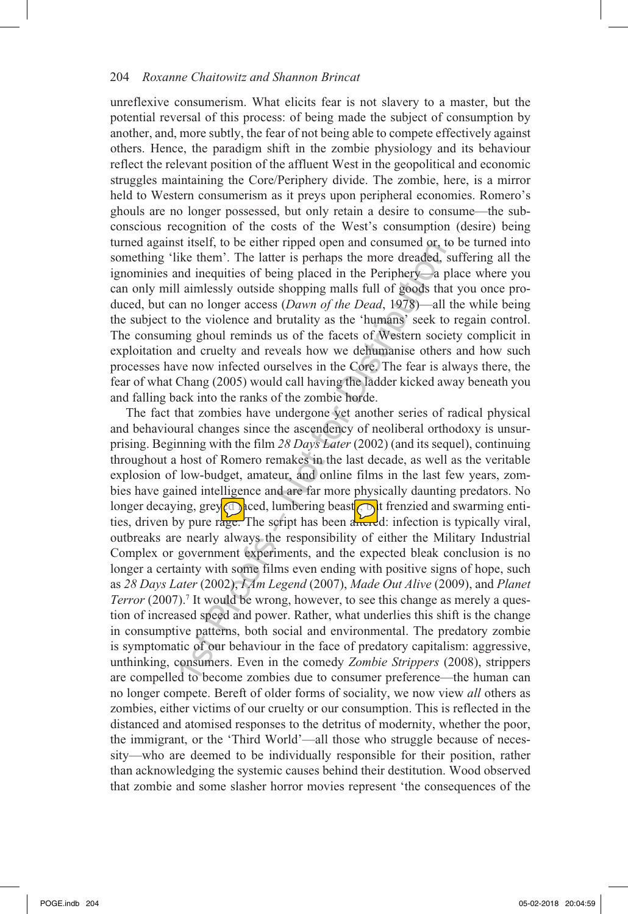unreflexive consumerism. What elicits fear is not slavery to a master, but the potential reversal of this process: of being made the subject of consumption by another, and, more subtly, the fear of not being able to compete effectively against others. Hence, the paradigm shift in the zombie physiology and its behaviour reflect the relevant position of the affluent West in the geopolitical and economic struggles maintaining the Core/Periphery divide. The zombie, here, is a mirror held to Western consumerism as it preys upon peripheral economies. Romero's ghouls are no longer possessed, but only retain a desire to consume—the subconscious recognition of the costs of the West's consumption (desire) being turned against itself, to be either ripped open and consumed or, to be turned into something 'like them'. The latter is perhaps the more dreaded, suffering all the ignominies and inequities of being placed in the Periphery—a place where you can only mill aimlessly outside shopping malls full of goods that you once produced, but can no longer access (*Dawn of the Dead*, 1978)—all the while being the subject to the violence and brutality as the 'humans' seek to regain control. The consuming ghoul reminds us of the facets of Western society complicit in exploitation and cruelty and reveals how we dehumanise others and how such processes have now infected ourselves in the Core. The fear is always there, the fear of what Chang (2005) would call having the ladder kicked away beneath you and falling back into the ranks of the zombie horde.

The fact that zombies have undergone yet another series of radical physical and behavioural changes since the ascendency of neoliberal orthodoxy is unsurprising. Beginning with the film *28 Days Later* (2002) (and its sequel), continuing throughout a host of Romero remakes in the last decade, as well as the veritable explosion of low-budget, amateur, and online films in the last few years, zombies have gained intelligence and are far more physically daunting predators. No longer decaying, grey-faced, lumbering beasts, but frenzied and swarming entities, driven by pure rage. The script has been altered: infection is typically viral, outbreaks are nearly always the responsibility of either the Military Industrial Complex or government experiments, and the expected bleak conclusion is no longer a certainty with some films even ending with positive signs of hope, such as *28 Days Later* (2002), *I Am Legend* (2007), *Made Out Alive* (2009), and *Planet Terror* (2007).[7] It would be wrong, however, to see this change as merely a question of increased speed and power. Rather, what underlies this shift is the change in consumptive patterns, both social and environmental. The predatory zombie is symptomatic of our behaviour in the face of predatory capitalism: aggressive, unthinking, consumers. Even in the comedy *Zombie Strippers* (2008), strippers are compelled to become zombies due to consumer preference—the human can no longer compete. Bereft of older forms of sociality, we now view *all* others as zombies, either victims of our cruelty or our consumption. This is reflected in the distanced and atomised responses to the detritus of modernity, whether the poor, the immigrant, or the 'Third World'—all those who struggle because of necessity—who are deemed to be individually responsible for their position, rather than acknowledging the systemic causes behind their destitution. Wood observed that zombie and some slasher horror movies represent 'the consequences of the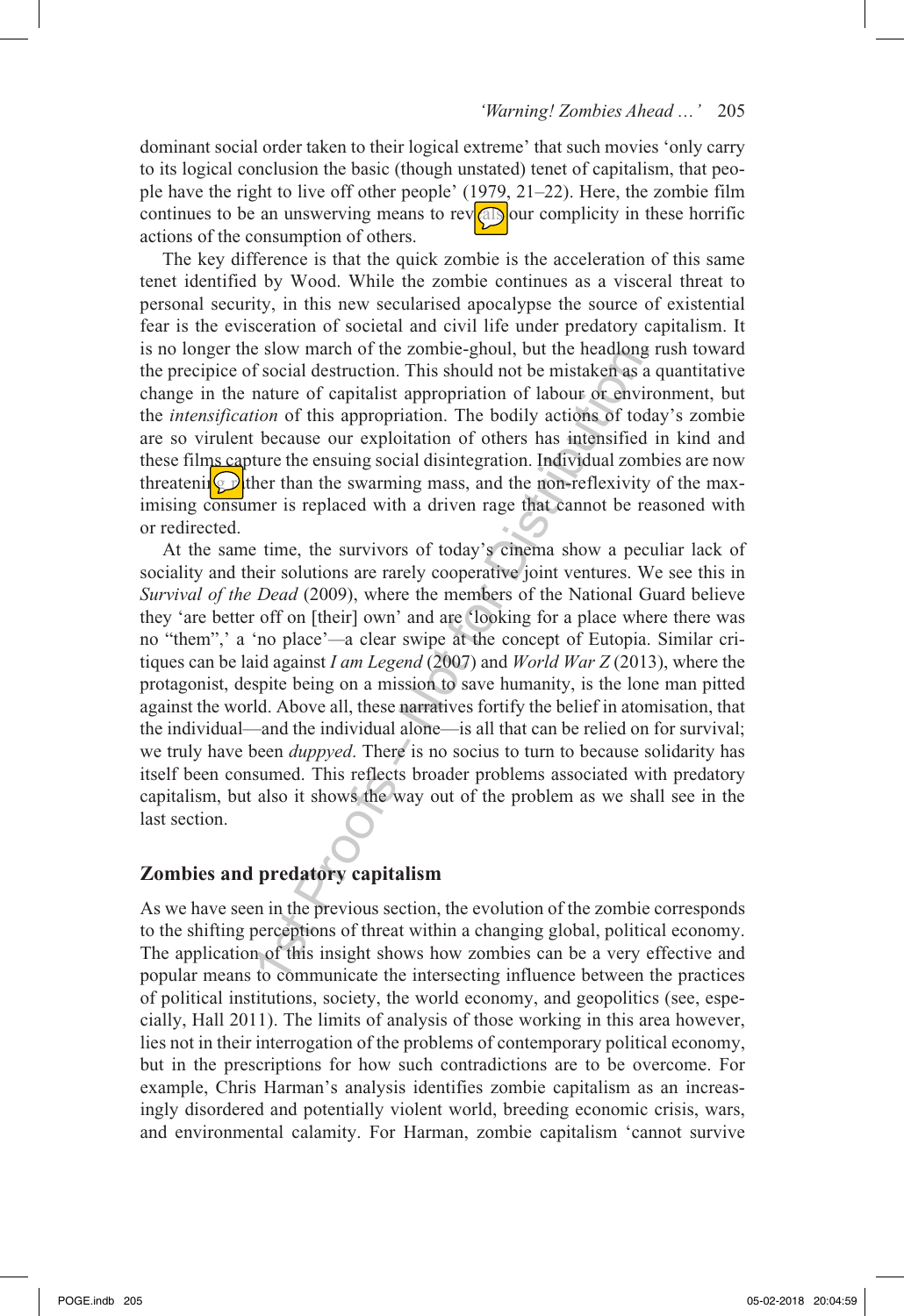dominant social order taken to their logical extreme' that such movies 'only carry to its logical conclusion the basic (though unstated) tenet of capitalism, that people have the right to live off other people' (1979, 21–22). Here, the zombie film continues to be an unswerving means to reveals our complicity in these horrific actions of the consumption of others.

The key difference is that the quick zombie is the acceleration of this same tenet identified by Wood. While the zombie continues as a visceral threat to personal security, in this new secularised apocalypse the source of existential fear is the evisceration of societal and civil life under predatory capitalism. It is no longer the slow march of the zombie-ghoul, but the headlong rush toward the precipice of social destruction. This should not be mistaken as a quantitative change in the nature of capitalist appropriation of labour or environment, but the *intensification* of this appropriation. The bodily actions of today's zombie are so virulent because our exploitation of others has intensified in kind and these films capture the ensuing social disintegration. Individual zombies are now threatening rather than the swarming mass, and the non-reflexivity of the maximising consumer is replaced with a driven rage that cannot be reasoned with or redirected.

At the same time, the survivors of today's cinema show a peculiar lack of sociality and their solutions are rarely cooperative joint ventures. We see this in *Survival of the Dead* (2009), where the members of the National Guard believe they 'are better off on [their] own' and are 'looking for a place where there was no "them",' a 'no place'—a clear swipe at the concept of Eutopia. Similar critiques can be laid against *I am Legend* (2007) and *World War Z* (2013), where the protagonist, despite being on a mission to save humanity, is the lone man pitted against the world. Above all, these narratives fortify the belief in atomisation, that the individual—and the individual alone—is all that can be relied on for survival; we truly have been *duppyed*. There is no socius to turn to because solidarity has itself been consumed. This reflects broader problems associated with predatory capitalism, but also it shows the way out of the problem as we shall see in the last section.

## Zombies and predatory capitalism

As we have seen in the previous section, the evolution of the zombie corresponds to the shifting perceptions of threat within a changing global, political economy. The application of this insight shows how zombies can be a very effective and popular means to communicate the intersecting influence between the practices of political institutions, society, the world economy, and geopolitics (see, especially, Hall 2011). The limits of analysis of those working in this area however, lies not in their interrogation of the problems of contemporary political economy, but in the prescriptions for how such contradictions are to be overcome. For example, Chris Harman's analysis identifies zombie capitalism as an increasingly disordered and potentially violent world, breeding economic crisis, wars, and environmental calamity. For Harman, zombie capitalism 'cannot survive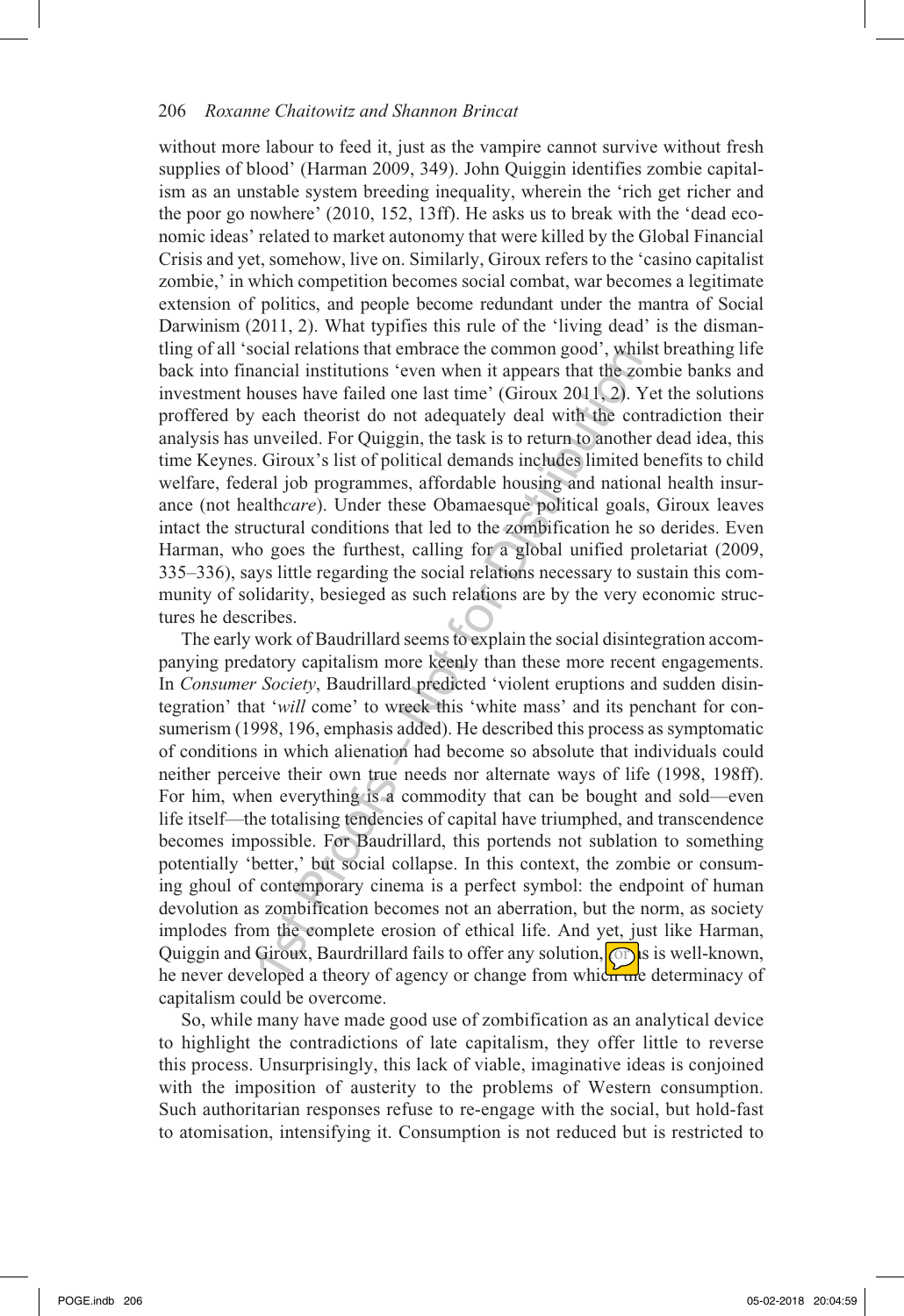without more labour to feed it, just as the vampire cannot survive without fresh supplies of blood' (Harman 2009, 349). John Quiggin identifies zombie capitalism as an unstable system breeding inequality, wherein the 'rich get richer and the poor go nowhere' (2010, 152, 13ff). He asks us to break with the 'dead economic ideas' related to market autonomy that were killed by the Global Financial Crisis and yet, somehow, live on. Similarly, Giroux refers to the 'casino capitalist zombie,' in which competition becomes social combat, war becomes a legitimate extension of politics, and people become redundant under the mantra of Social Darwinism (2011, 2). What typifies this rule of the 'living dead' is the dismantling of all 'social relations that embrace the common good', whilst breathing life back into financial institutions 'even when it appears that the zombie banks and investment houses have failed one last time' (Giroux 2011, 2). Yet the solutions proffered by each theorist do not adequately deal with the contradiction their analysis has unveiled. For Quiggin, the task is to return to another dead idea, this time Keynes. Giroux's list of political demands includes limited benefits to child welfare, federal job programmes, affordable housing and national health insurance (not health*care*). Under these Obamaesque political goals, Giroux leaves intact the structural conditions that led to the zombification he so derides. Even Harman, who goes the furthest, calling for a global unified proletariat (2009, 335–336), says little regarding the social relations necessary to sustain this community of solidarity, besieged as such relations are by the very economic structures he describes.

The early work of Baudrillard seems to explain the social disintegration accompanying predatory capitalism more keenly than these more recent engagements. In *Consumer Society*, Baudrillard predicted 'violent eruptions and sudden disintegration' that '*will* come' to wreck this 'white mass' and its penchant for consumerism (1998, 196, emphasis added). He described this process as symptomatic of conditions in which alienation had become so absolute that individuals could neither perceive their own true needs nor alternate ways of life (1998, 198ff). For him, when everything is a commodity that can be bought and sold—even life itself—the totalising tendencies of capital have triumphed, and transcendence becomes impossible. For Baudrillard, this portends not sublation to something potentially 'better,' but social collapse. In this context, the zombie or consuming ghoul of contemporary cinema is a perfect symbol: the endpoint of human devolution as zombification becomes not an aberration, but the norm, as society implodes from the complete erosion of ethical life. And yet, just like Harman, Quiggin and Giroux, Baurdrillard fails to offer any solution, for as is well-known, he never developed a theory of agency or change from which the determinacy of capitalism could be overcome.

So, while many have made good use of zombification as an analytical device to highlight the contradictions of late capitalism, they offer little to reverse this process. Unsurprisingly, this lack of viable, imaginative ideas is conjoined with the imposition of austerity to the problems of Western consumption. Such authoritarian responses refuse to re-engage with the social, but hold-fast to atomisation, intensifying it. Consumption is not reduced but is restricted to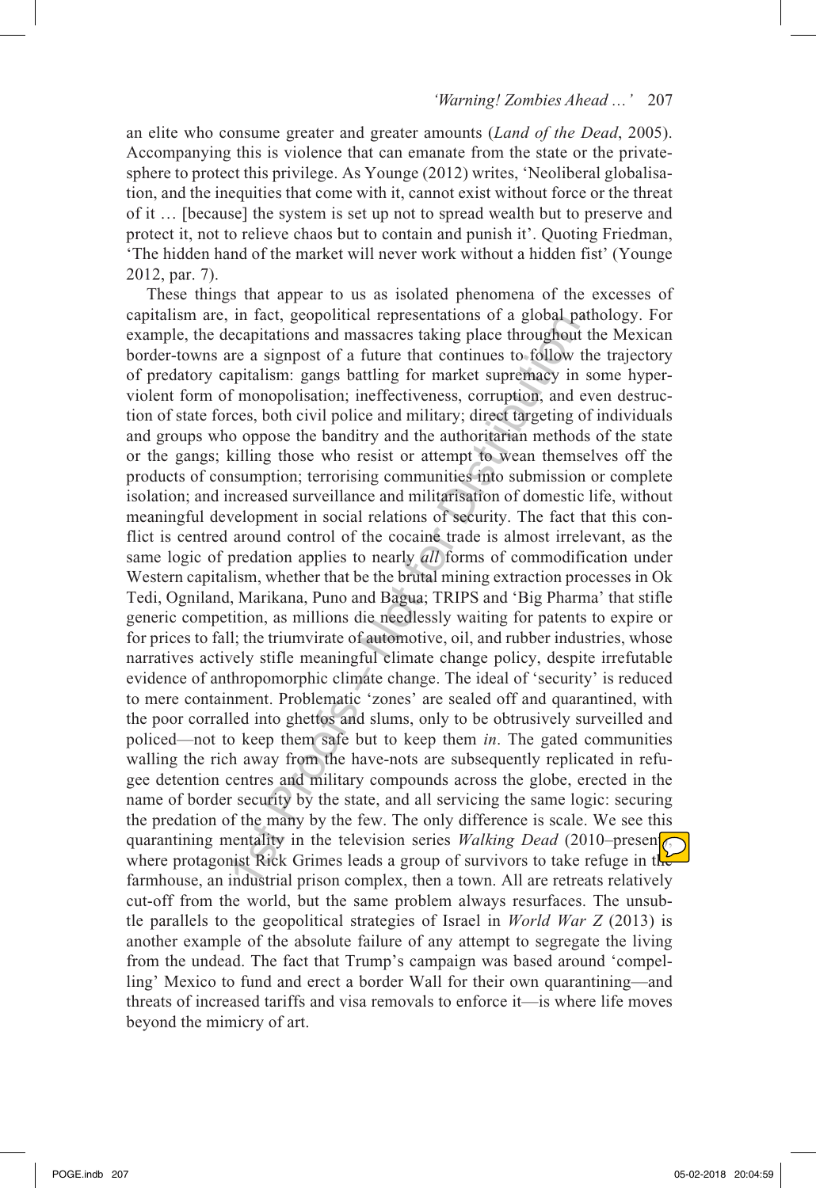an elite who consume greater and greater amounts (*Land of the Dead*, 2005). Accompanying this is violence that can emanate from the state or the private-sphere to protect this privilege. As Younge (2012) writes, 'Neoliberal globalisation, and the inequities that come with it, cannot exist without force or the threat of it … [because] the system is set up not to spread wealth but to preserve and protect it, not to relieve chaos but to contain and punish it'. Quoting Friedman, 'The hidden hand of the market will never work without a hidden fist' (Younge 2012, par. 7).

These things that appear to us as isolated phenomena of the excesses of capitalism are, in fact, geopolitical representations of a global pathology. For example, the decapitations and massacres taking place throughout the Mexican border-towns are a signpost of a future that continues to follow the trajectory of predatory capitalism: gangs battling for market supremacy in some hyper-violent form of monopolisation; ineffectiveness, corruption, and even destruction of state forces, both civil police and military; direct targeting of individuals and groups who oppose the banditry and the authoritarian methods of the state or the gangs; killing those who resist or attempt to wean themselves off the products of consumption; terrorising communities into submission or complete isolation; and increased surveillance and militarisation of domestic life, without meaningful development in social relations of security. The fact that this conflict is centred around control of the cocaine trade is almost irrelevant, as the same logic of predation applies to nearly *all* forms of commodification under Western capitalism, whether that be the brutal mining extraction processes in Ok Tedi, Ogniland, Marikana, Puno and Bagua; TRIPS and 'Big Pharma' that stifle generic competition, as millions die needlessly waiting for patents to expire or for prices to fall; the triumvirate of automotive, oil, and rubber industries, whose narratives actively stifle meaningful climate change policy, despite irrefutable evidence of anthropomorphic climate change. The ideal of 'security' is reduced to mere containment. Problematic 'zones' are sealed off and quarantined, with the poor corralled into ghettos and slums, only to be obtrusively surveilled and policed—not to keep them safe but to keep them *in*. The gated communities walling the rich away from the have-nots are subsequently replicated in refugee detention centres and military compounds across the globe, erected in the name of border security by the state, and all servicing the same logic: securing the predation of the many by the few. The only difference is scale. We see this quarantining mentality in the television series *Walking Dead* (2010–present) where protagonist Rick Grimes leads a group of survivors to take refuge in the farmhouse, an industrial prison complex, then a town. All are retreats relatively cut-off from the world, but the same problem always resurfaces. The unsubtle parallels to the geopolitical strategies of Israel in *World War Z* (2013) is another example of the absolute failure of any attempt to segregate the living from the undead. The fact that Trump's campaign was based around 'compelling' Mexico to fund and erect a border Wall for their own quarantining—and threats of increased tariffs and visa removals to enforce it—is where life moves beyond the mimicry of art.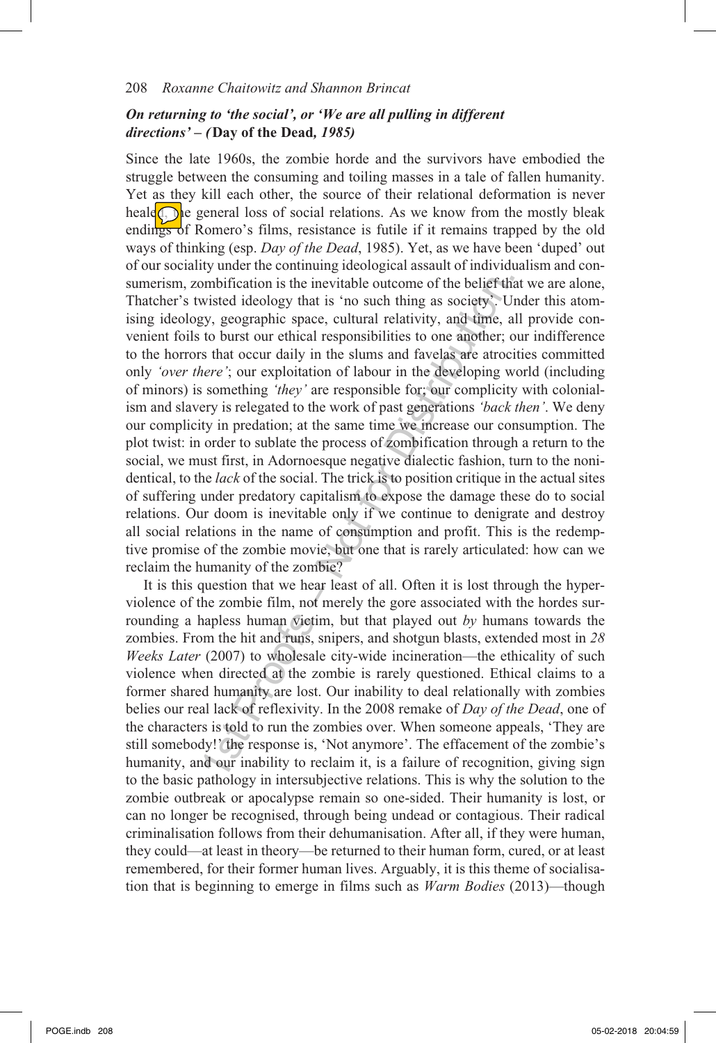### *On returning to 'the social', or 'We are all pulling in different directions' – (***Day of the Dead***, 1985)*

Since the late 1960s, the zombie horde and the survivors have embodied the struggle between the consuming and toiling masses in a tale of fallen humanity. Yet as they kill each other, the source of their relational deformation is never healed: the general loss of social relations. As we know from the mostly bleak endings of Romero's films, resistance is futile if it remains trapped by the old ways of thinking (esp. *Day of the Dead*, 1985). Yet, as we have been 'duped' out of our sociality under the continuing ideological assault of individualism and consumerism, zombification is the inevitable outcome of the belief that we are alone, Thatcher's twisted ideology that is 'no such thing as society'. Under this atomising ideology, geographic space, cultural relativity, and time, all provide convenient foils to burst our ethical responsibilities to one another; our indifference to the horrors that occur daily in the slums and favelas are atrocities committed only *'over there'*; our exploitation of labour in the developing world (including of minors) is something *'they'* are responsible for; our complicity with colonialism and slavery is relegated to the work of past generations *'back then'*. We deny our complicity in predation; at the same time we increase our consumption. The plot twist: in order to sublate the process of zombification through a return to the social, we must first, in Adornoesque negative dialectic fashion, turn to the nonidentical, to the *lack* of the social. The trick is to position critique in the actual sites of suffering under predatory capitalism to expose the damage these do to social relations. Our doom is inevitable only if we continue to denigrate and destroy all social relations in the name of consumption and profit. This is the redemptive promise of the zombie movie, but one that is rarely articulated: how can we reclaim the humanity of the zombie?

It is this question that we hear least of all. Often it is lost through the hyperviolence of the zombie film, not merely the gore associated with the hordes surrounding a hapless human victim, but that played out *by* humans towards the zombies. From the hit and runs, snipers, and shotgun blasts, extended most in *28 Weeks Later* (2007) to wholesale city-wide incineration—the ethicality of such violence when directed at the zombie is rarely questioned. Ethical claims to a former shared humanity are lost. Our inability to deal relationally with zombies belies our real lack of reflexivity. In the 2008 remake of *Day of the Dead*, one of the characters is told to run the zombies over. When someone appeals, 'They are still somebody!' the response is, 'Not anymore'. The effacement of the zombie's humanity, and our inability to reclaim it, is a failure of recognition, giving sign to the basic pathology in intersubjective relations. This is why the solution to the zombie outbreak or apocalypse remain so one-sided. Their humanity is lost, or can no longer be recognised, through being undead or contagious. Their radical criminalisation follows from their dehumanisation. After all, if they were human, they could—at least in theory—be returned to their human form, cured, or at least remembered, for their former human lives. Arguably, it is this theme of socialisation that is beginning to emerge in films such as *Warm Bodies* (2013)—though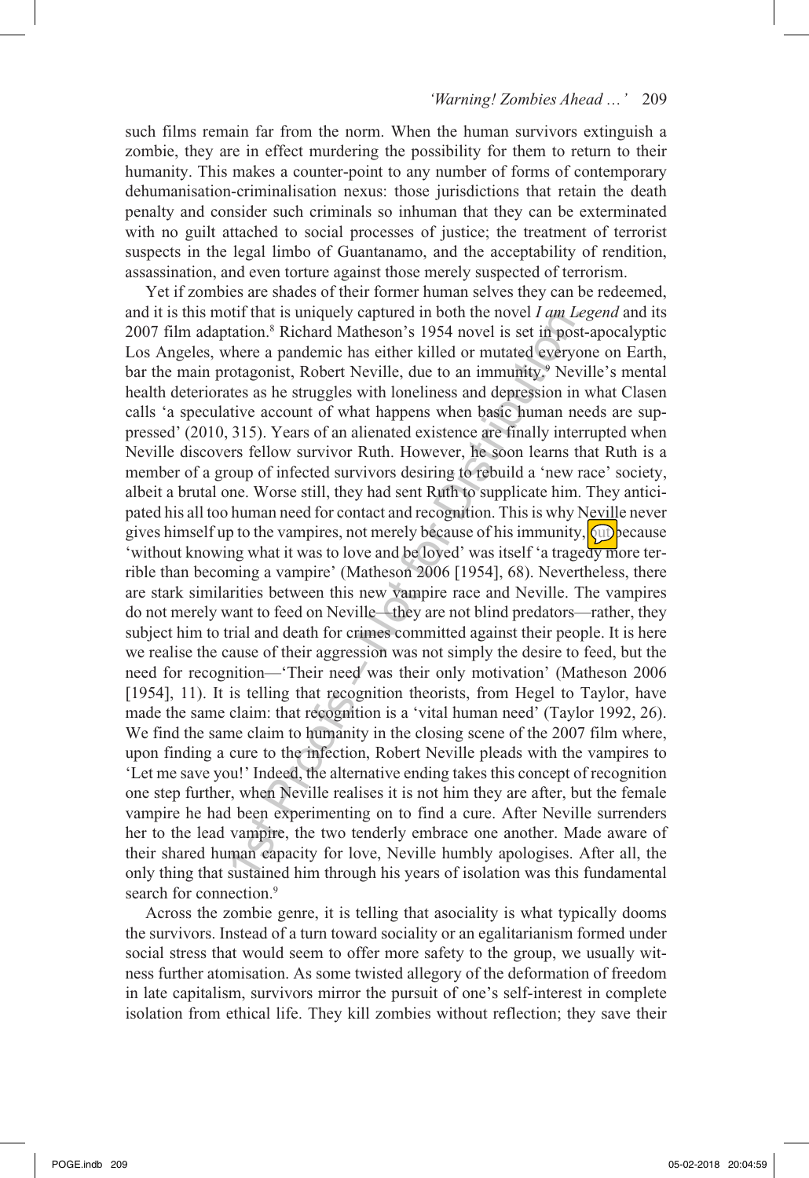such films remain far from the norm. When the human survivors extinguish a zombie, they are in effect murdering the possibility for them to return to their humanity. This makes a counter-point to any number of forms of contemporary dehumanisation-criminalisation nexus: those jurisdictions that retain the death penalty and consider such criminals so inhuman that they can be exterminated with no guilt attached to social processes of justice; the treatment of terrorist suspects in the legal limbo of Guantanamo, and the acceptability of rendition, assassination, and even torture against those merely suspected of terrorism.

Yet if zombies are shades of their former human selves they can be redeemed, and it is this motif that is uniquely captured in both the novel *I am Legend* and its 2007 film adaptation.[8] Richard Matheson's 1954 novel is set in post-apocalyptic Los Angeles, where a pandemic has either killed or mutated everyone on Earth, bar the main protagonist, Robert Neville, due to an immunity.[9] Neville's mental health deteriorates as he struggles with loneliness and depression in what Clasen calls 'a speculative account of what happens when basic human needs are suppressed' (2010, 315). Years of an alienated existence are finally interrupted when Neville discovers fellow survivor Ruth. However, he soon learns that Ruth is a member of a group of infected survivors desiring to rebuild a 'new race' society, albeit a brutal one. Worse still, they had sent Ruth to supplicate him. They anticipated his all too human need for contact and recognition. This is why Neville never gives himself up to the vampires, not merely because of his immunity, but because 'without knowing what it was to love and be loved' was itself 'a tragedy more terrible than becoming a vampire' (Matheson 2006 [1954], 68). Nevertheless, there are stark similarities between this new vampire race and Neville. The vampires do not merely want to feed on Neville—they are not blind predators—rather, they subject him to trial and death for crimes committed against their people. It is here we realise the cause of their aggression was not simply the desire to feed, but the need for recognition—'Their need was their only motivation' (Matheson 2006 [1954], 11). It is telling that recognition theorists, from Hegel to Taylor, have made the same claim: that recognition is a 'vital human need' (Taylor 1992, 26). We find the same claim to humanity in the closing scene of the 2007 film where, upon finding a cure to the infection, Robert Neville pleads with the vampires to 'Let me save you!' Indeed, the alternative ending takes this concept of recognition one step further, when Neville realises it is not him they are after, but the female vampire he had been experimenting on to find a cure. After Neville surrenders her to the lead vampire, the two tenderly embrace one another. Made aware of their shared human capacity for love, Neville humbly apologises. After all, the only thing that sustained him through his years of isolation was this fundamental search for connection.[9]

Across the zombie genre, it is telling that asociality is what typically dooms the survivors. Instead of a turn toward sociality or an egalitarianism formed under social stress that would seem to offer more safety to the group, we usually witness further atomisation. As some twisted allegory of the deformation of freedom in late capitalism, survivors mirror the pursuit of one's self-interest in complete isolation from ethical life. They kill zombies without reflection; they save their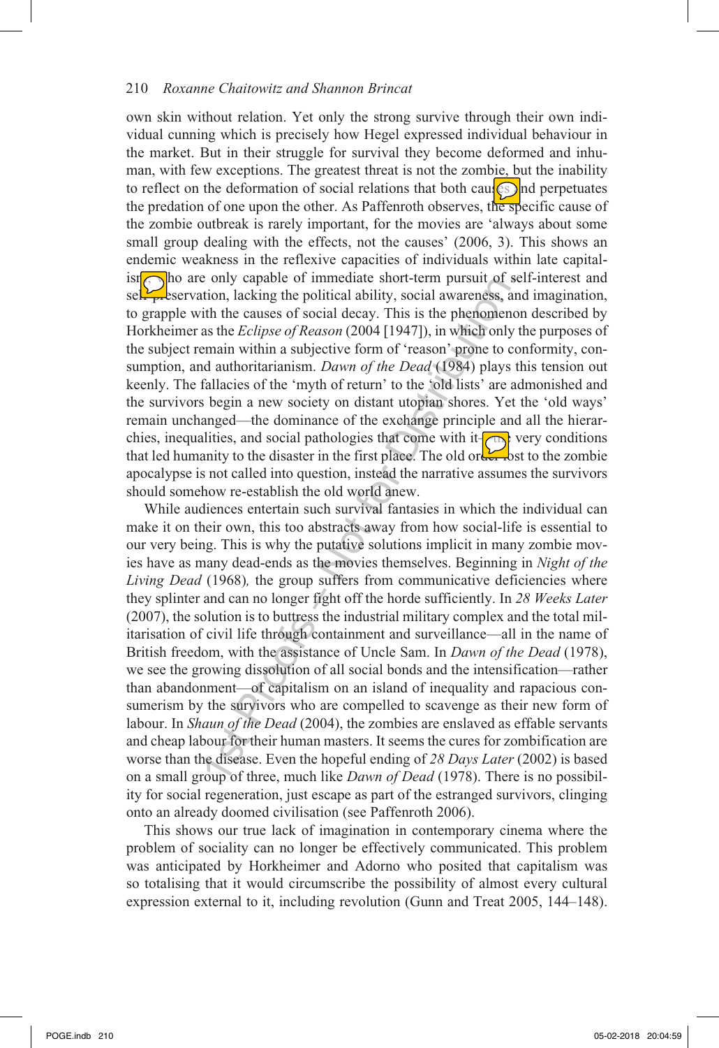own skin without relation. Yet only the strong survive through their own individual cunning which is precisely how Hegel expressed individual behaviour in the market. But in their struggle for survival they become deformed and inhuman, with few exceptions. The greatest threat is not the zombie, but the inability to reflect on the deformation of social relations that both causes and perpetuates the predation of one upon the other. As Paffenroth observes, the specific cause of the zombie outbreak is rarely important, for the movies are 'always about some small group dealing with the effects, not the causes' (2006, 3). This shows an endemic weakness in the reflexive capacities of individuals within late capitalism who are only capable of immediate short-term pursuit of self-interest and self-preservation, lacking the political ability, social awareness, and imagination, to grapple with the causes of social decay. This is the phenomenon described by Horkheimer as the *Eclipse of Reason* (2004 [1947]), in which only the purposes of the subject remain within a subjective form of 'reason' prone to conformity, consumption, and authoritarianism. *Dawn of the Dead* (1984) plays this tension out keenly. The fallacies of the 'myth of return' to the 'old lists' are admonished and the survivors begin a new society on distant utopian shores. Yet the 'old ways' remain unchanged—the dominance of the exchange principle and all the hierarchies, inequalities, and social pathologies that come with it—the very conditions that led humanity to the disaster in the first place. The old order lost to the zombie apocalypse is not called into question, instead the narrative assumes the survivors should somehow re-establish the old world anew.

While audiences entertain such survival fantasies in which the individual can make it on their own, this too abstracts away from how social-life is essential to our very being. This is why the putative solutions implicit in many zombie movies have as many dead-ends as the movies themselves. Beginning in *Night of the Living Dead* (1968)*,* the group suffers from communicative deficiencies where they splinter and can no longer fight off the horde sufficiently. In *28 Weeks Later* (2007), the solution is to buttress the industrial military complex and the total militarisation of civil life through containment and surveillance—all in the name of British freedom, with the assistance of Uncle Sam. In *Dawn of the Dead* (1978), we see the growing dissolution of all social bonds and the intensification—rather than abandonment—of capitalism on an island of inequality and rapacious consumerism by the survivors who are compelled to scavenge as their new form of labour. In *Shaun of the Dead* (2004), the zombies are enslaved as effable servants and cheap labour for their human masters. It seems the cures for zombification are worse than the disease. Even the hopeful ending of *28 Days Later* (2002) is based on a small group of three, much like *Dawn of Dead* (1978). There is no possibility for social regeneration, just escape as part of the estranged survivors, clinging onto an already doomed civilisation (see Paffenroth 2006).

This shows our true lack of imagination in contemporary cinema where the problem of sociality can no longer be effectively communicated. This problem was anticipated by Horkheimer and Adorno who posited that capitalism was so totalising that it would circumscribe the possibility of almost every cultural expression external to it, including revolution (Gunn and Treat 2005, 144–148).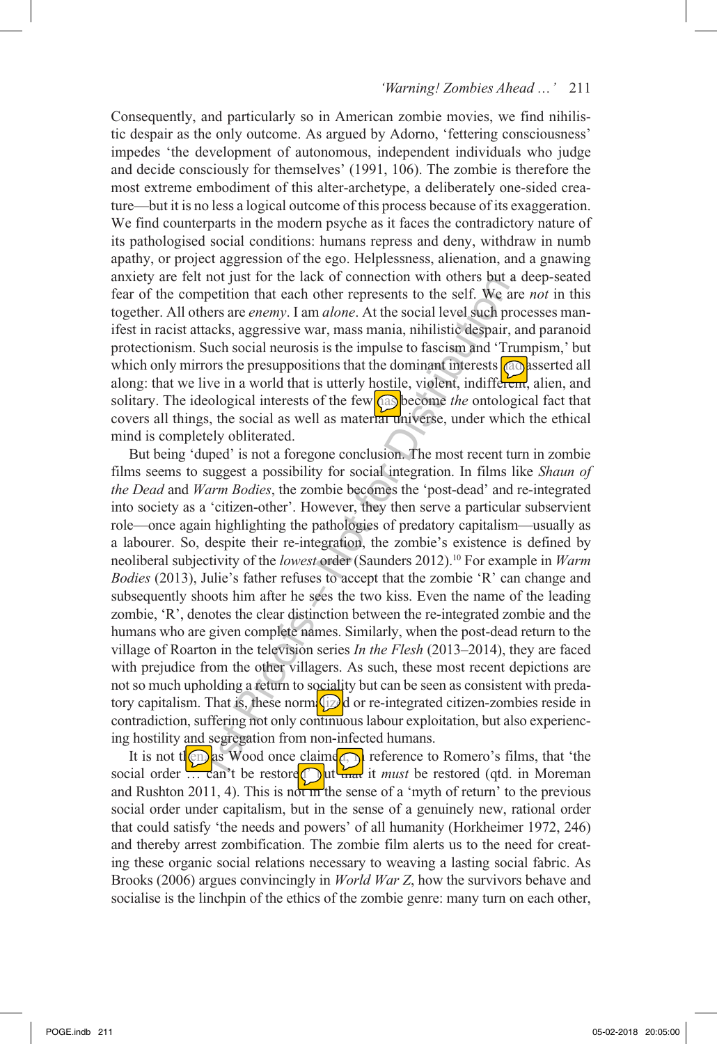Consequently, and particularly so in American zombie movies, we find nihilistic despair as the only outcome. As argued by Adorno, 'fettering consciousness' impedes 'the development of autonomous, independent individuals who judge and decide consciously for themselves' (1991, 106). The zombie is therefore the most extreme embodiment of this alter-archetype, a deliberately one-sided creature—but it is no less a logical outcome of this process because of its exaggeration. We find counterparts in the modern psyche as it faces the contradictory nature of its pathologised social conditions: humans repress and deny, withdraw in numb apathy, or project aggression of the ego. Helplessness, alienation, and a gnawing anxiety are felt not just for the lack of connection with others but a deep-seated fear of the competition that each other represents to the self. We are *not* in this together. All others are *enemy*. I am *alone*. At the social level such processes manifest in racist attacks, aggressive war, mass mania, nihilistic despair, and paranoid protectionism. Such social neurosis is the impulse to fascism and 'Trumpism,' but which only mirrors the presuppositions that the dominant interests had asserted all along: that we live in a world that is utterly hostile, violent, indifferent, alien, and solitary. The ideological interests of the few has become *the* ontological fact that covers all things, the social as well as material universe, under which the ethical mind is completely obliterated.

But being 'duped' is not a foregone conclusion. The most recent turn in zombie films seems to suggest a possibility for social integration. In films like *Shaun of the Dead* and *Warm Bodies*, the zombie becomes the 'post-dead' and re-integrated into society as a 'citizen-other'. However, they then serve a particular subservient role—once again highlighting the pathologies of predatory capitalism—usually as a labourer. So, despite their re-integration, the zombie's existence is defined by neoliberal subjectivity of the *lowest* order (Saunders 2012).[10] For example in *Warm Bodies* (2013), Julie's father refuses to accept that the zombie 'R' can change and subsequently shoots him after he sees the two kiss. Even the name of the leading zombie, 'R', denotes the clear distinction between the re-integrated zombie and the humans who are given complete names. Similarly, when the post-dead return to the village of Roarton in the television series *In the Flesh* (2013–2014), they are faced with prejudice from the other villagers. As such, these most recent depictions are not so much upholding a return to sociality but can be seen as consistent with predatory capitalism. That is, these normalized or re-integrated citizen-zombies reside in contradiction, suffering not only continuous labour exploitation, but also experiencing hostility and segregation from non-infected humans.

It is not then as Wood once claimed, in reference to Romero's films, that 'the social order … can't be restored' but that it *must* be restored (qtd. in Moreman and Rushton 2011, 4). This is not in the sense of a 'myth of return' to the previous social order under capitalism, but in the sense of a genuinely new, rational order that could satisfy 'the needs and powers' of all humanity (Horkheimer 1972, 246) and thereby arrest zombification. The zombie film alerts us to the need for creating these organic social relations necessary to weaving a lasting social fabric. As Brooks (2006) argues convincingly in *World War Z*, how the survivors behave and socialise is the linchpin of the ethics of the zombie genre: many turn on each other,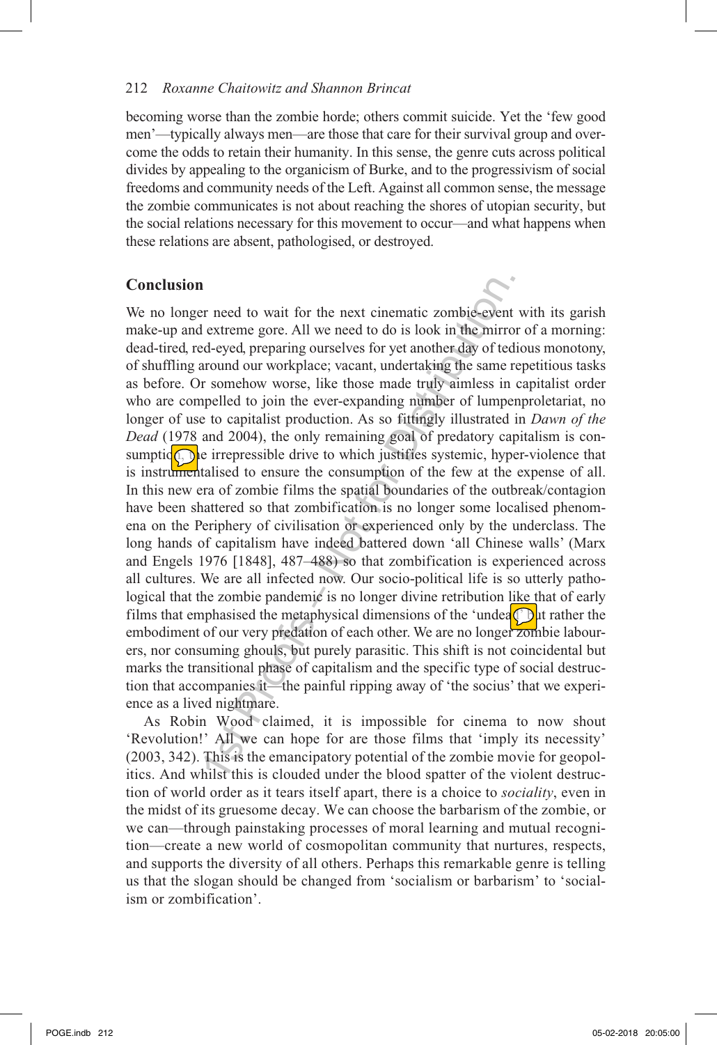becoming worse than the zombie horde; others commit suicide. Yet the 'few good men'—typically always men—are those that care for their survival group and overcome the odds to retain their humanity. In this sense, the genre cuts across political divides by appealing to the organicism of Burke, and to the progressivism of social freedoms and community needs of the Left. Against all common sense, the message the zombie communicates is not about reaching the shores of utopian security, but the social relations necessary for this movement to occur—and what happens when these relations are absent, pathologised, or destroyed.

## Conclusion

We no longer need to wait for the next cinematic zombie-event with its garish make-up and extreme gore. All we need to do is look in the mirror of a morning: dead-tired, red-eyed, preparing ourselves for yet another day of tedious monotony, of shuffling around our workplace; vacant, undertaking the same repetitious tasks as before. Or somehow worse, like those made truly aimless in capitalist order who are compelled to join the ever-expanding number of lumpenproletariat, no longer of use to capitalist production. As so fittingly illustrated in *Dawn of the Dead* (1978 and 2004), the only remaining goal of predatory capitalism is consumption, the irrepressible drive to which justifies systemic, hyper-violence that is instrumentalised to ensure the consumption of the few at the expense of all. In this new era of zombie films the spatial boundaries of the outbreak/contagion have been shattered so that zombification is no longer some localised phenomena on the Periphery of civilisation or experienced only by the underclass. The long hands of capitalism have indeed battered down 'all Chinese walls' (Marx and Engels 1976 [1848], 487–488) so that zombification is experienced across all cultures. We are all infected now. Our socio-political life is so utterly pathological that the zombie pandemic is no longer divine retribution like that of early films that emphasised the metaphysical dimensions of the 'undead' but rather the embodiment of our very predation of each other. We are no longer zombie labourers, nor consuming ghouls, but purely parasitic. This shift is not coincidental but marks the transitional phase of capitalism and the specific type of social destruction that accompanies it—the painful ripping away of 'the socius' that we experience as a lived nightmare.

As Robin Wood claimed, it is impossible for cinema to now shout 'Revolution!' All we can hope for are those films that 'imply its necessity' (2003, 342). This is the emancipatory potential of the zombie movie for geopolitics. And whilst this is clouded under the blood spatter of the violent destruction of world order as it tears itself apart, there is a choice to *sociality*, even in the midst of its gruesome decay. We can choose the barbarism of the zombie, or we can—through painstaking processes of moral learning and mutual recognition—create a new world of cosmopolitan community that nurtures, respects, and supports the diversity of all others. Perhaps this remarkable genre is telling us that the slogan should be changed from 'socialism or barbarism' to 'socialism or zombification'.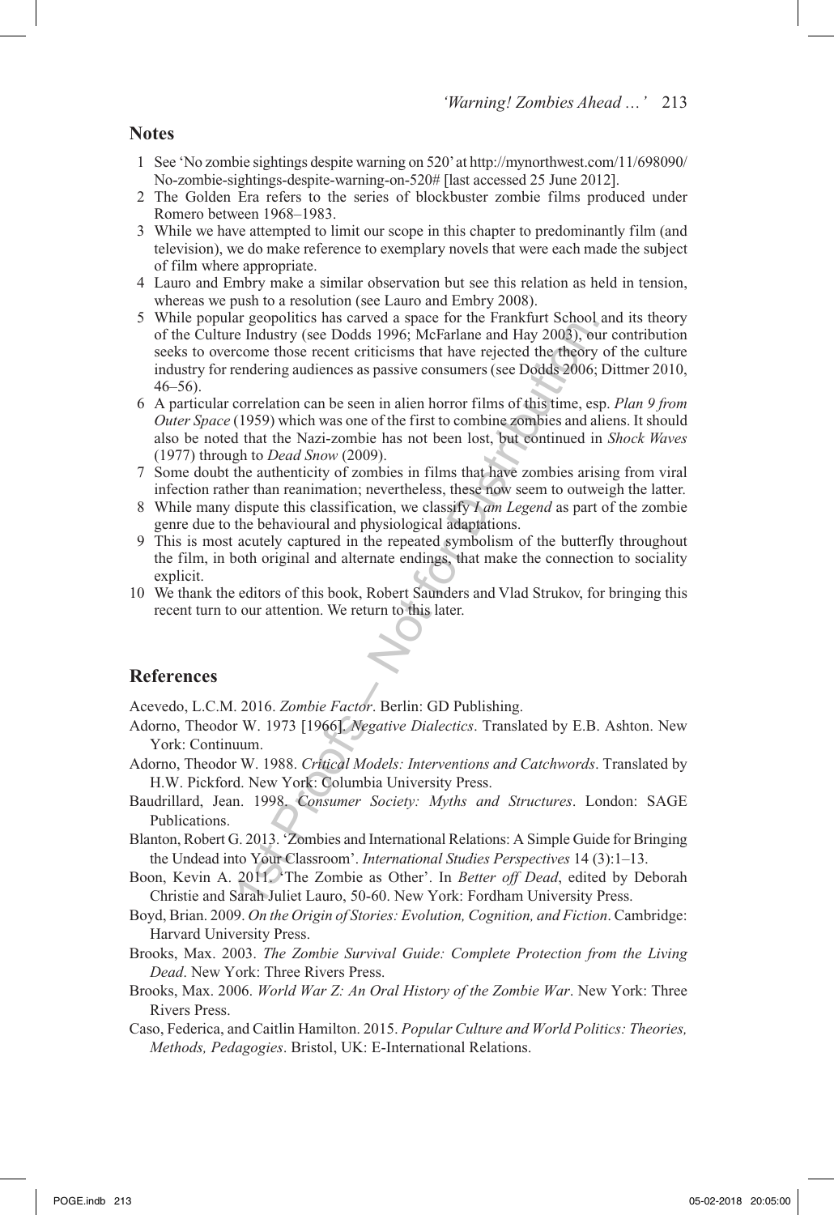## Notes

1. See 'No zombie sightings despite warning on 520' at http://mynorthwest.com/11/698090/No-zombie-sightings-despite-warning-on-520# [last accessed 25 June 2012].
2. The Golden Era refers to the series of blockbuster zombie films produced under Romero between 1968–1983.
3. While we have attempted to limit our scope in this chapter to predominantly film (and television), we do make reference to exemplary novels that were each made the subject of film where appropriate.
4. Lauro and Embry make a similar observation but see this relation as held in tension, whereas we push to a resolution (see Lauro and Embry 2008).
5. While popular geopolitics has carved a space for the Frankfurt School and its theory of the Culture Industry (see Dodds 1996; McFarlane and Hay 2003), our contribution seeks to overcome those recent criticisms that have rejected the theory of the culture industry for rendering audiences as passive consumers (see Dodds 2006; Dittmer 2010, 46–56).
6. A particular correlation can be seen in alien horror films of this time, esp. *Plan 9 from Outer Space* (1959) which was one of the first to combine zombies and aliens. It should also be noted that the Nazi-zombie has not been lost, but continued in *Shock Waves* (1977) through to *Dead Snow* (2009).
7. Some doubt the authenticity of zombies in films that have zombies arising from viral infection rather than reanimation; nevertheless, these now seem to outweigh the latter.
8. While many dispute this classification, we classify *I am Legend* as part of the zombie genre due to the behavioural and physiological adaptations.
9. This is most acutely captured in the repeated symbolism of the butterfly throughout the film, in both original and alternate endings, that make the connection to sociality explicit.
10. We thank the editors of this book, Robert Saunders and Vlad Strukov, for bringing this recent turn to our attention. We return to this later.

## References

Acevedo, L.C.M. 2016. *Zombie Factor*. Berlin: GD Publishing.

Adorno, Theodor W. 1973 [1966]. *Negative Dialectics*. Translated by E.B. Ashton. New York: Continuum.

Adorno, Theodor W. 1988. *Critical Models: Interventions and Catchwords*. Translated by H.W. Pickford. New York: Columbia University Press.

Baudrillard, Jean. 1998. *Consumer Society: Myths and Structures*. London: SAGE Publications.

Blanton, Robert G. 2013. 'Zombies and International Relations: A Simple Guide for Bringing the Undead into Your Classroom'. *International Studies Perspectives* 14 (3):1–13.

Boon, Kevin A. 2011. 'The Zombie as Other'. In *Better off Dead*, edited by Deborah Christie and Sarah Juliet Lauro, 50-60. New York: Fordham University Press.

Boyd, Brian. 2009. *On the Origin of Stories: Evolution, Cognition, and Fiction*. Cambridge: Harvard University Press.

Brooks, Max. 2003. *The Zombie Survival Guide: Complete Protection from the Living Dead*. New York: Three Rivers Press.

Brooks, Max. 2006. *World War Z: An Oral History of the Zombie War*. New York: Three Rivers Press.

Caso, Federica, and Caitlin Hamilton. 2015. *Popular Culture and World Politics: Theories, Methods, Pedagogies*. Bristol, UK: E-International Relations.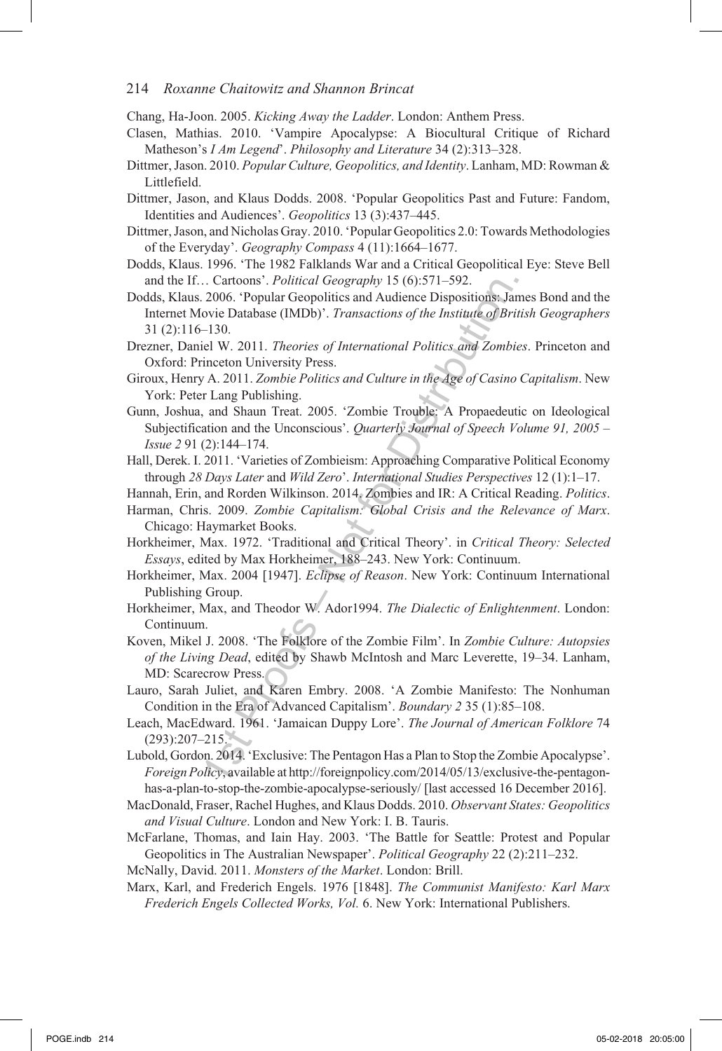Chang, Ha-Joon. 2005. *Kicking Away the Ladder*. London: Anthem Press.

Clasen, Mathias. 2010. 'Vampire Apocalypse: A Biocultural Critique of Richard Matheson's *I Am Legend*'. *Philosophy and Literature* 34 (2):313–328.

Dittmer, Jason. 2010. *Popular Culture, Geopolitics, and Identity*. Lanham, MD: Rowman & Littlefield.

Dittmer, Jason, and Klaus Dodds. 2008. 'Popular Geopolitics Past and Future: Fandom, Identities and Audiences'. *Geopolitics* 13 (3):437–445.

Dittmer, Jason, and Nicholas Gray. 2010. 'Popular Geopolitics 2.0: Towards Methodologies of the Everyday'. *Geography Compass* 4 (11):1664–1677.

Dodds, Klaus. 1996. 'The 1982 Falklands War and a Critical Geopolitical Eye: Steve Bell and the If… Cartoons'. *Political Geography* 15 (6):571–592.

Dodds, Klaus. 2006. 'Popular Geopolitics and Audience Dispositions: James Bond and the Internet Movie Database (IMDb)'. *Transactions of the Institute of British Geographers* 31 (2):116–130.

Drezner, Daniel W. 2011. *Theories of International Politics and Zombies*. Princeton and Oxford: Princeton University Press.

Giroux, Henry A. 2011. *Zombie Politics and Culture in the Age of Casino Capitalism*. New York: Peter Lang Publishing.

Gunn, Joshua, and Shaun Treat. 2005. 'Zombie Trouble: A Propaedeutic on Ideological Subjectification and the Unconscious'. *Quarterly Journal of Speech Volume 91, 2005 – Issue 2* 91 (2):144–174.

Hall, Derek. I. 2011. 'Varieties of Zombieism: Approaching Comparative Political Economy through *28 Days Later* and *Wild Zero*'. *International Studies Perspectives* 12 (1):1–17.

Hannah, Erin, and Rorden Wilkinson. 2014. Zombies and IR: A Critical Reading. *Politics*.

Harman, Chris. 2009. *Zombie Capitalism: Global Crisis and the Relevance of Marx*. Chicago: Haymarket Books.

Horkheimer, Max. 1972. 'Traditional and Critical Theory'. in *Critical Theory: Selected Essays*, edited by Max Horkheimer, 188–243. New York: Continuum.

Horkheimer, Max. 2004 [1947]. *Eclipse of Reason*. New York: Continuum International Publishing Group.

Horkheimer, Max, and Theodor W. Ador1994. *The Dialectic of Enlightenment*. London: Continuum.

Koven, Mikel J. 2008. 'The Folklore of the Zombie Film'. In *Zombie Culture: Autopsies of the Living Dead*, edited by Shawb McIntosh and Marc Leverette, 19–34. Lanham, MD: Scarecrow Press.

Lauro, Sarah Juliet, and Karen Embry. 2008. 'A Zombie Manifesto: The Nonhuman Condition in the Era of Advanced Capitalism'. *Boundary 2* 35 (1):85–108.

Leach, MacEdward. 1961. 'Jamaican Duppy Lore'. *The Journal of American Folklore* 74 (293):207–215.

Lubold, Gordon. 2014. 'Exclusive: The Pentagon Has a Plan to Stop the Zombie Apocalypse'. *Foreign Policy*, available at http://foreignpolicy.com/2014/05/13/exclusive-the-pentagon-has-a-plan-to-stop-the-zombie-apocalypse-seriously/ [last accessed 16 December 2016].

MacDonald, Fraser, Rachel Hughes, and Klaus Dodds. 2010. *Observant States: Geopolitics and Visual Culture*. London and New York: I. B. Tauris.

McFarlane, Thomas, and Iain Hay. 2003. 'The Battle for Seattle: Protest and Popular Geopolitics in The Australian Newspaper'. *Political Geography* 22 (2):211–232.

McNally, David. 2011. *Monsters of the Market*. London: Brill.

Marx, Karl, and Frederich Engels. 1976 [1848]. *The Communist Manifesto: Karl Marx Frederich Engels Collected Works, Vol.* 6. New York: International Publishers.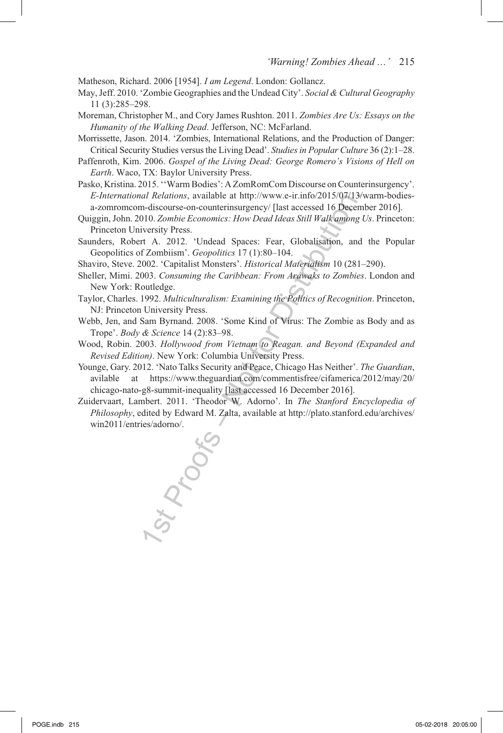Matheson, Richard. 2006 [1954]. *I am Legend*. London: Gollancz.

May, Jeff. 2010. 'Zombie Geographies and the Undead City'. *Social & Cultural Geography* 11 (3):285–298.

Moreman, Christopher M., and Cory James Rushton. 2011. *Zombies Are Us: Essays on the Humanity of the Walking Dead*. Jefferson, NC: McFarland.

Morrissette, Jason. 2014. 'Zombies, International Relations, and the Production of Danger: Critical Security Studies versus the Living Dead'. *Studies in Popular Culture* 36 (2):1–28.

Paffenroth, Kim. 2006. *Gospel of the Living Dead: George Romero's Visions of Hell on Earth*. Waco, TX: Baylor University Press.

Pasko, Kristina. 2015. ''Warm Bodies': A ZomRomCom Discourse on Counterinsurgency'. *E-International Relations*, available at http://www.e-ir.info/2015/07/13/warm-bodies-a-zomromcom-discourse-on-counterinsurgency/ [last accessed 16 December 2016].

Quiggin, John. 2010. *Zombie Economics: How Dead Ideas Still Walk among Us*. Princeton: Princeton University Press.

Saunders, Robert A. 2012. 'Undead Spaces: Fear, Globalisation, and the Popular Geopolitics of Zombiism'. *Geopolitics* 17 (1):80–104.

Shaviro, Steve. 2002. 'Capitalist Monsters'. *Historical Materialism* 10 (281–290).

Sheller, Mimi. 2003. *Consuming the Caribbean: From Arawaks to Zombies*. London and New York: Routledge.

Taylor, Charles. 1992. *Multiculturalism: Examining the Politics of Recognition*. Princeton, NJ: Princeton University Press.

Webb, Jen, and Sam Byrnand. 2008. 'Some Kind of Virus: The Zombie as Body and as Trope'. *Body & Science* 14 (2):83–98.

Wood, Robin. 2003. *Hollywood from Vietnam to Reagan. and Beyond (Expanded and Revised Edition)*. New York: Columbia University Press.

Younge, Gary. 2012. 'Nato Talks Security and Peace, Chicago Has Neither'. *The Guardian*, avilable at https://www.theguardian.com/commentisfree/cifamerica/2012/may/20/chicago-nato-g8-summit-inequality [last accessed 16 December 2016].

Zuidervaart, Lambert. 2011. 'Theodor W. Adorno'. In *The Stanford Encyclopedia of Philosophy*, edited by Edward M. Zalta, available at http://plato.stanford.edu/archives/win2011/entries/adorno/.